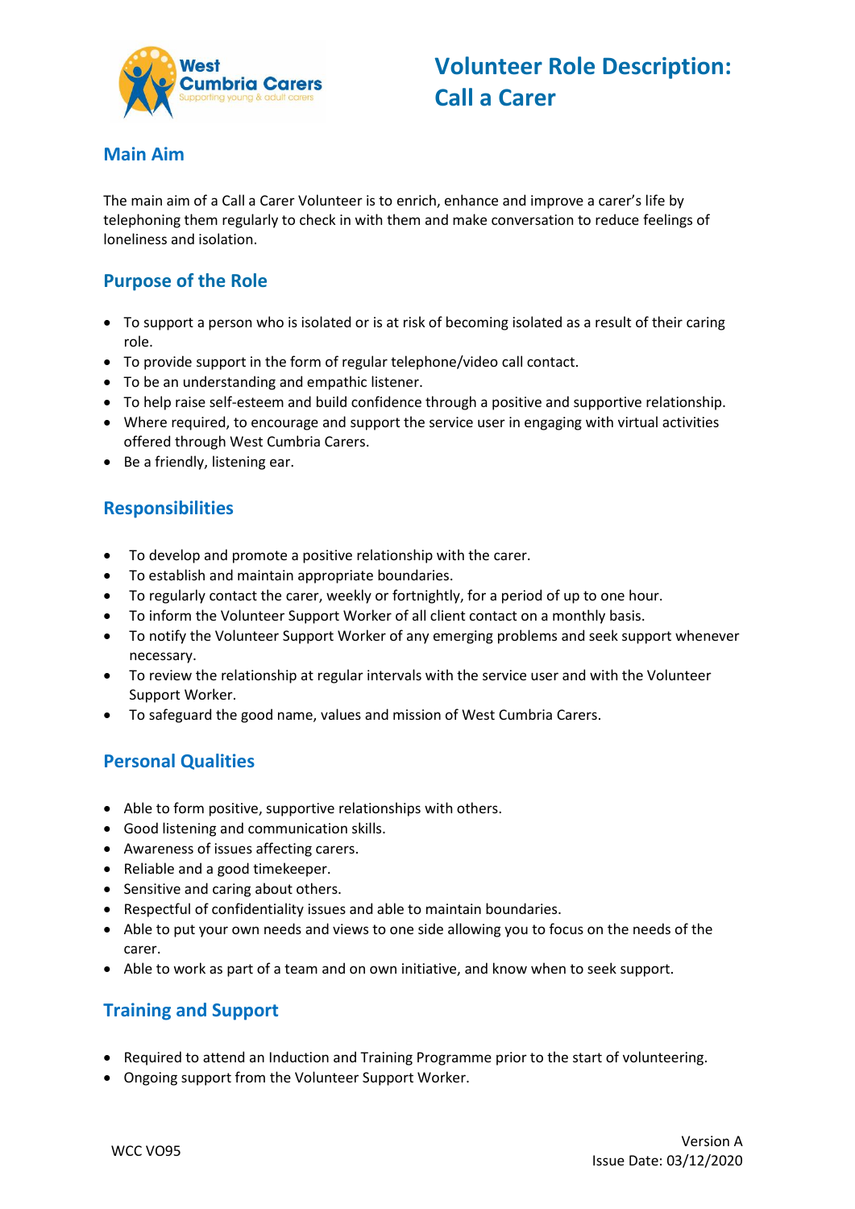# Volunteer Role Description: Call a Carer

## Main Aim

The main aim of a Call a Carer Volunteer is to enrich, enhance and improve a carer's life by telephoning them regularly to check in with them and make conversation to reduce feelings of loneliness and isolation.

## Purpose of the Role

- To support a person who is isolated or is at risk of becoming isolated as a result of their caring role.
- To provide support in the form of regular telephone/video call contact.
- To be an understanding and empathic listener.
- To help raise self-esteem and build confidence through a positive and supportive relationship.
- Where required, to encourage and support the service user in engaging with virtual activities offered through West Cumbria Carers.
- Be a friendly, listening ear.

## Responsibilities

- To develop and promote a positive relationship with the carer.
- To establish and maintain appropriate boundaries.
- To regularly contact the carer, weekly or fortnightly, for a period of up to one hour.
- To inform the Volunteer Support Worker of all client contact on a monthly basis.
- To notify the Volunteer Support Worker of any emerging problems and seek support whenever necessary.
- To review the relationship at regular intervals with the service user and with the Volunteer Support Worker.
- To safeguard the good name, values and mission of West Cumbria Carers.

## Personal Qualities

- Able to form positive, supportive relationships with others.
- Good listening and communication skills.
- Awareness of issues affecting carers.
- Reliable and a good timekeeper.
- Sensitive and caring about others.
- Respectful of confidentiality issues and able to maintain boundaries.
- Able to put your own needs and views to one side allowing you to focus on the needs of the carer.
- Able to work as part of a team and on own initiative, and know when to seek support.

## Training and Support

- Required to attend an Induction and Training Programme prior to the start of volunteering.
- Ongoing support from the Volunteer Support Worker.

WCC VO95

Version A
Issue Date: 03/12/2020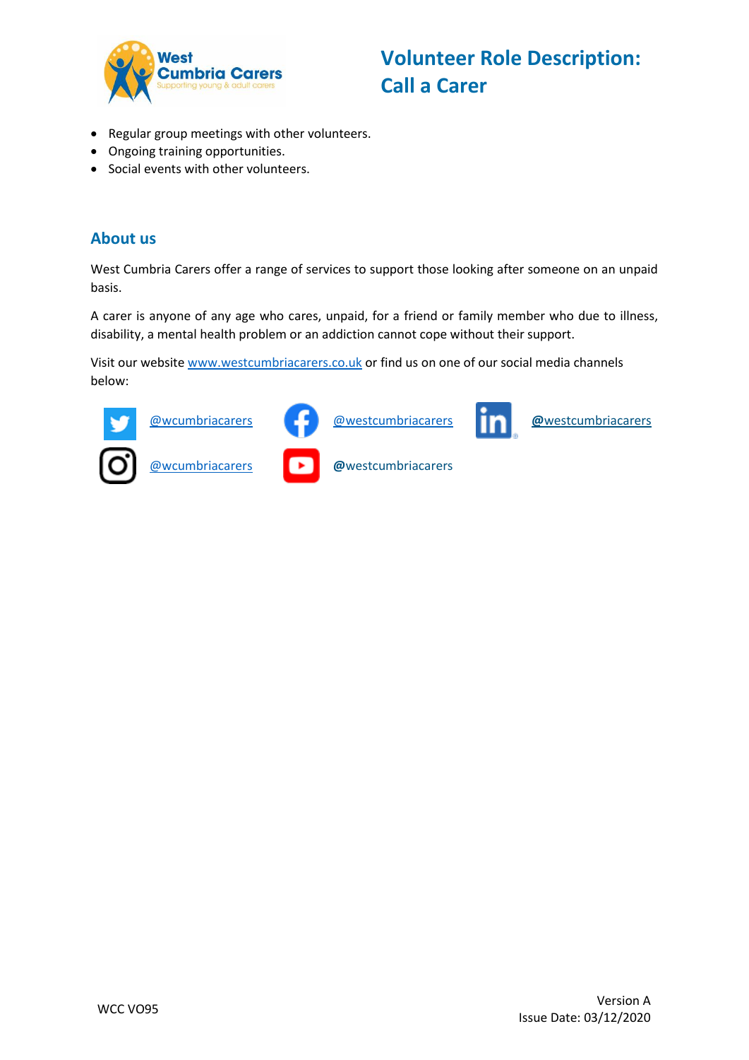- Regular group meetings with other volunteers.
- Ongoing training opportunities.
- Social events with other volunteers.

## About us

West Cumbria Carers offer a range of services to support those looking after someone on an unpaid basis.

A carer is anyone of any age who cares, unpaid, for a friend or family member who due to illness, disability, a mental health problem or an addiction cannot cope without their support.

Visit our website www.westcumbriacarers.co.uk or find us on one of our social media channels below:

@wcumbriacarers @westcumbriacarers @westcumbriacarers

@wcumbriacarers @westcumbriacarers